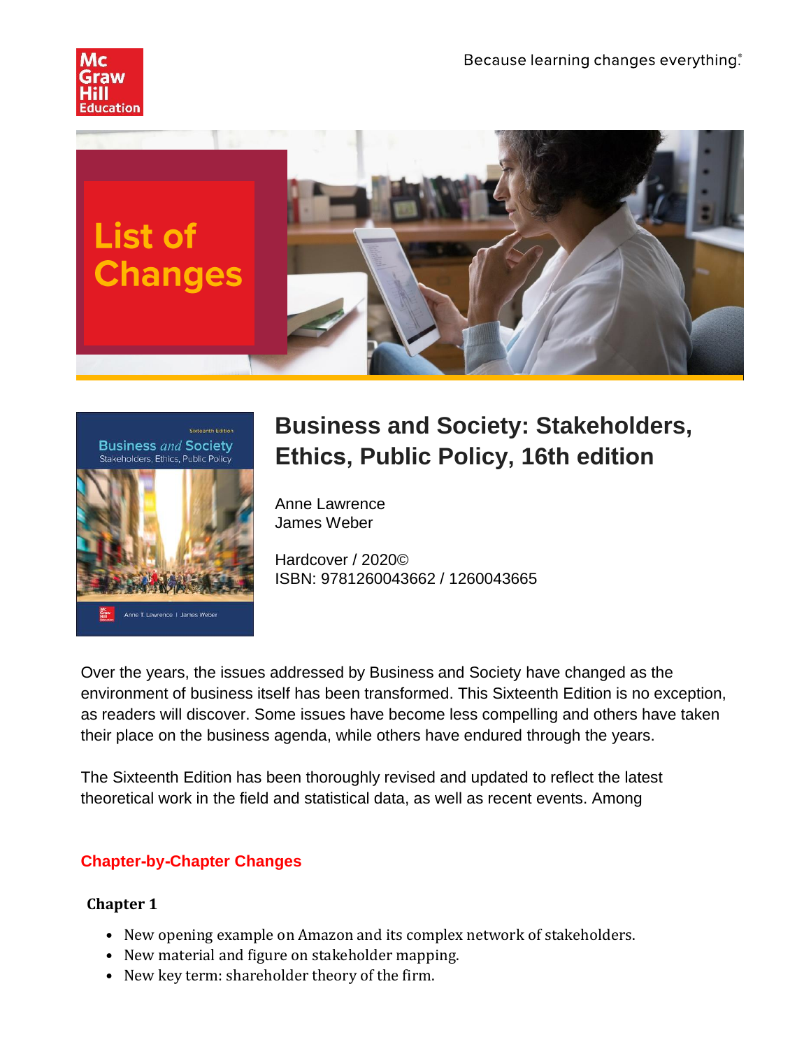McGraw Hill Education

Because learning changes everything.®

# List of Changes

## Business and Society: Stakeholders, Ethics, Public Policy, 16th edition

Anne Lawrence
James Weber

Hardcover / 2020©
ISBN: 9781260043662 / 1260043665

Over the years, the issues addressed by Business and Society have changed as the environment of business itself has been transformed. This Sixteenth Edition is no exception, as readers will discover. Some issues have become less compelling and others have taken their place on the business agenda, while others have endured through the years.

The Sixteenth Edition has been thoroughly revised and updated to reflect the latest theoretical work in the field and statistical data, as well as recent events. Among

### Chapter-by-Chapter Changes

**Chapter 1**

- New opening example on Amazon and its complex network of stakeholders.
- New material and figure on stakeholder mapping.
- New key term: shareholder theory of the firm.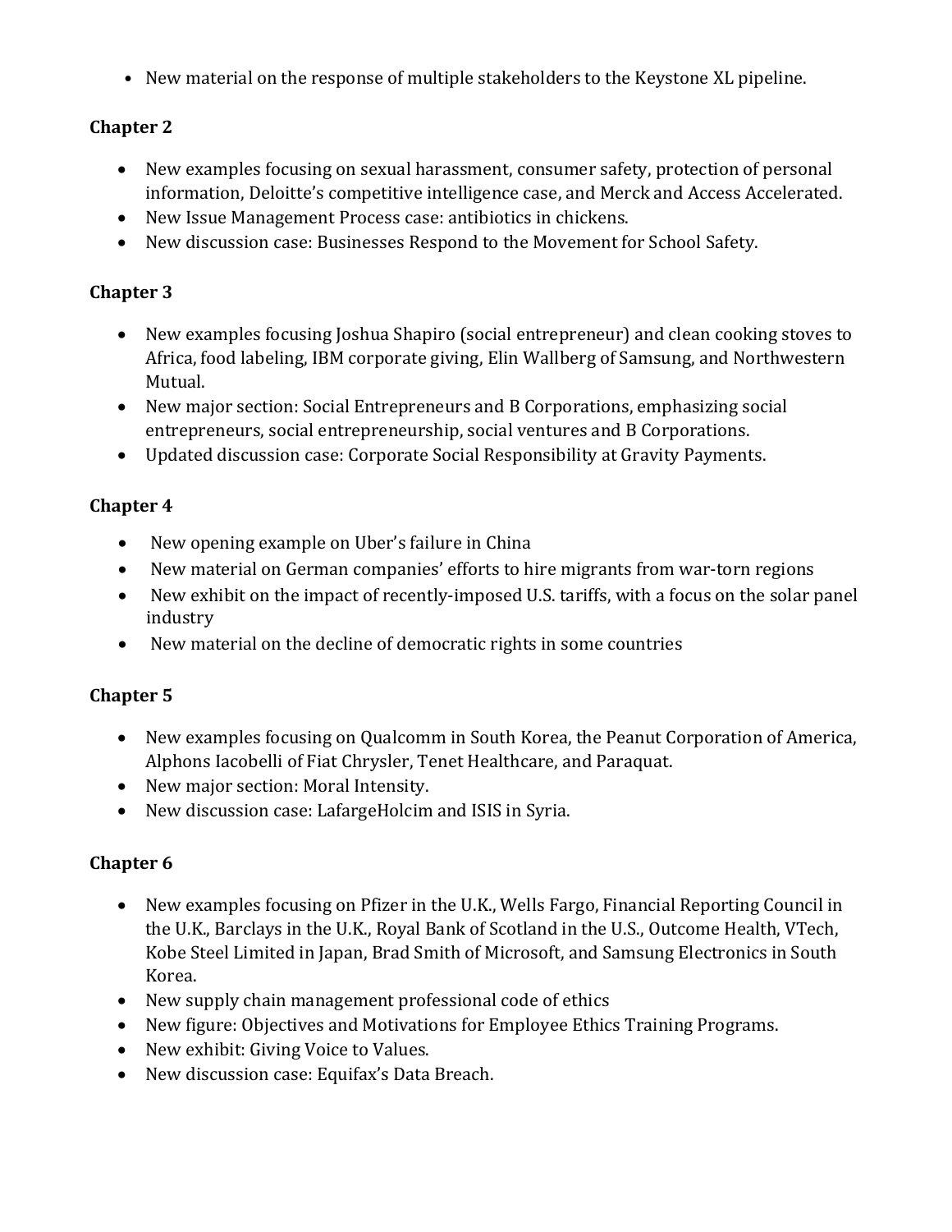- New material on the response of multiple stakeholders to the Keystone XL pipeline.

**Chapter 2**

- New examples focusing on sexual harassment, consumer safety, protection of personal information, Deloitte's competitive intelligence case, and Merck and Access Accelerated.
- New Issue Management Process case: antibiotics in chickens.
- New discussion case: Businesses Respond to the Movement for School Safety.

**Chapter 3**

- New examples focusing Joshua Shapiro (social entrepreneur) and clean cooking stoves to Africa, food labeling, IBM corporate giving, Elin Wallberg of Samsung, and Northwestern Mutual.
- New major section: Social Entrepreneurs and B Corporations, emphasizing social entrepreneurs, social entrepreneurship, social ventures and B Corporations.
- Updated discussion case: Corporate Social Responsibility at Gravity Payments.

**Chapter 4**

- New opening example on Uber's failure in China
- New material on German companies' efforts to hire migrants from war-torn regions
- New exhibit on the impact of recently-imposed U.S. tariffs, with a focus on the solar panel industry
- New material on the decline of democratic rights in some countries

**Chapter 5**

- New examples focusing on Qualcomm in South Korea, the Peanut Corporation of America, Alphons Iacobelli of Fiat Chrysler, Tenet Healthcare, and Paraquat.
- New major section: Moral Intensity.
- New discussion case: LafargeHolcim and ISIS in Syria.

**Chapter 6**

- New examples focusing on Pfizer in the U.K., Wells Fargo, Financial Reporting Council in the U.K., Barclays in the U.K., Royal Bank of Scotland in the U.S., Outcome Health, VTech, Kobe Steel Limited in Japan, Brad Smith of Microsoft, and Samsung Electronics in South Korea.
- New supply chain management professional code of ethics
- New figure: Objectives and Motivations for Employee Ethics Training Programs.
- New exhibit: Giving Voice to Values.
- New discussion case: Equifax's Data Breach.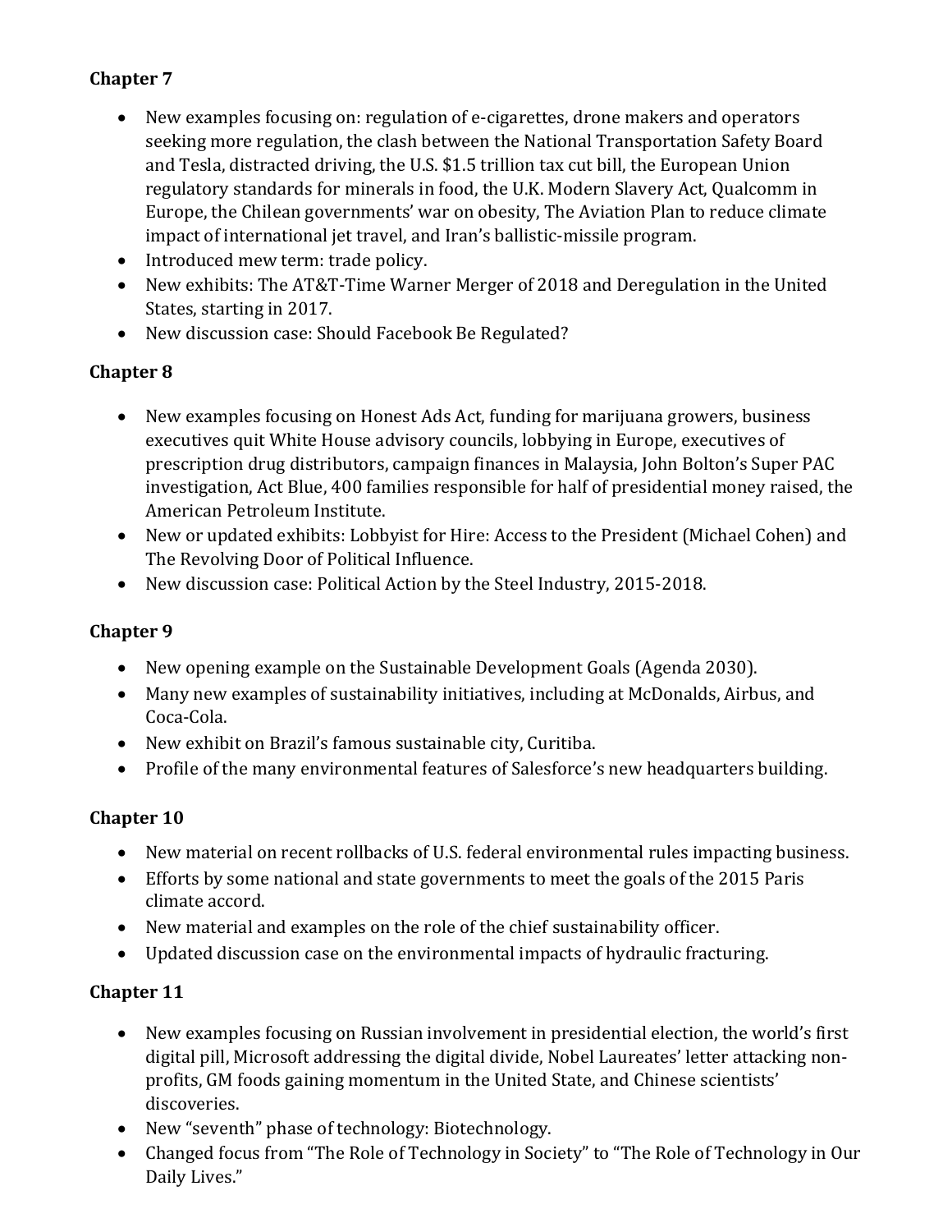**Chapter 7**

- New examples focusing on: regulation of e-cigarettes, drone makers and operators seeking more regulation, the clash between the National Transportation Safety Board and Tesla, distracted driving, the U.S. $1.5 trillion tax cut bill, the European Union regulatory standards for minerals in food, the U.K. Modern Slavery Act, Qualcomm in Europe, the Chilean governments' war on obesity, The Aviation Plan to reduce climate impact of international jet travel, and Iran's ballistic-missile program.
- Introduced mew term: trade policy.
- New exhibits: The AT&T-Time Warner Merger of 2018 and Deregulation in the United States, starting in 2017.
- New discussion case: Should Facebook Be Regulated?

**Chapter 8**

- New examples focusing on Honest Ads Act, funding for marijuana growers, business executives quit White House advisory councils, lobbying in Europe, executives of prescription drug distributors, campaign finances in Malaysia, John Bolton's Super PAC investigation, Act Blue, 400 families responsible for half of presidential money raised, the American Petroleum Institute.
- New or updated exhibits: Lobbyist for Hire: Access to the President (Michael Cohen) and The Revolving Door of Political Influence.
- New discussion case: Political Action by the Steel Industry, 2015-2018.

**Chapter 9**

- New opening example on the Sustainable Development Goals (Agenda 2030).
- Many new examples of sustainability initiatives, including at McDonalds, Airbus, and Coca-Cola.
- New exhibit on Brazil's famous sustainable city, Curitiba.
- Profile of the many environmental features of Salesforce's new headquarters building.

**Chapter 10**

- New material on recent rollbacks of U.S. federal environmental rules impacting business.
- Efforts by some national and state governments to meet the goals of the 2015 Paris climate accord.
- New material and examples on the role of the chief sustainability officer.
- Updated discussion case on the environmental impacts of hydraulic fracturing.

**Chapter 11**

- New examples focusing on Russian involvement in presidential election, the world's first digital pill, Microsoft addressing the digital divide, Nobel Laureates' letter attacking non-profits, GM foods gaining momentum in the United State, and Chinese scientists' discoveries.
- New "seventh" phase of technology: Biotechnology.
- Changed focus from "The Role of Technology in Society" to "The Role of Technology in Our Daily Lives."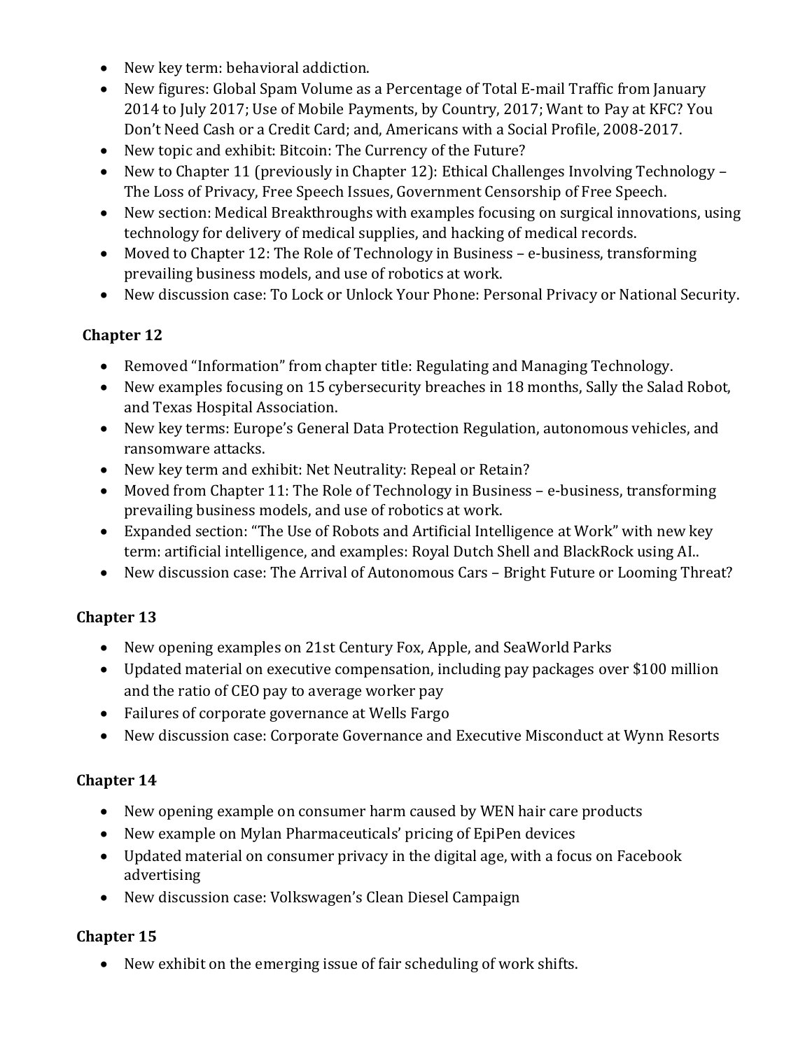- New key term: behavioral addiction.
- New figures: Global Spam Volume as a Percentage of Total E-mail Traffic from January 2014 to July 2017; Use of Mobile Payments, by Country, 2017; Want to Pay at KFC? You Don't Need Cash or a Credit Card; and, Americans with a Social Profile, 2008-2017.
- New topic and exhibit: Bitcoin: The Currency of the Future?
- New to Chapter 11 (previously in Chapter 12): Ethical Challenges Involving Technology – The Loss of Privacy, Free Speech Issues, Government Censorship of Free Speech.
- New section: Medical Breakthroughs with examples focusing on surgical innovations, using technology for delivery of medical supplies, and hacking of medical records.
- Moved to Chapter 12: The Role of Technology in Business – e-business, transforming prevailing business models, and use of robotics at work.
- New discussion case: To Lock or Unlock Your Phone: Personal Privacy or National Security.

## Chapter 12

- Removed "Information" from chapter title: Regulating and Managing Technology.
- New examples focusing on 15 cybersecurity breaches in 18 months, Sally the Salad Robot, and Texas Hospital Association.
- New key terms: Europe's General Data Protection Regulation, autonomous vehicles, and ransomware attacks.
- New key term and exhibit: Net Neutrality: Repeal or Retain?
- Moved from Chapter 11: The Role of Technology in Business – e-business, transforming prevailing business models, and use of robotics at work.
- Expanded section: "The Use of Robots and Artificial Intelligence at Work" with new key term: artificial intelligence, and examples: Royal Dutch Shell and BlackRock using AI..
- New discussion case: The Arrival of Autonomous Cars – Bright Future or Looming Threat?

## Chapter 13

- New opening examples on 21st Century Fox, Apple, and SeaWorld Parks
- Updated material on executive compensation, including pay packages over $100 million and the ratio of CEO pay to average worker pay
- Failures of corporate governance at Wells Fargo
- New discussion case: Corporate Governance and Executive Misconduct at Wynn Resorts

## Chapter 14

- New opening example on consumer harm caused by WEN hair care products
- New example on Mylan Pharmaceuticals' pricing of EpiPen devices
- Updated material on consumer privacy in the digital age, with a focus on Facebook advertising
- New discussion case: Volkswagen's Clean Diesel Campaign

## Chapter 15

- New exhibit on the emerging issue of fair scheduling of work shifts.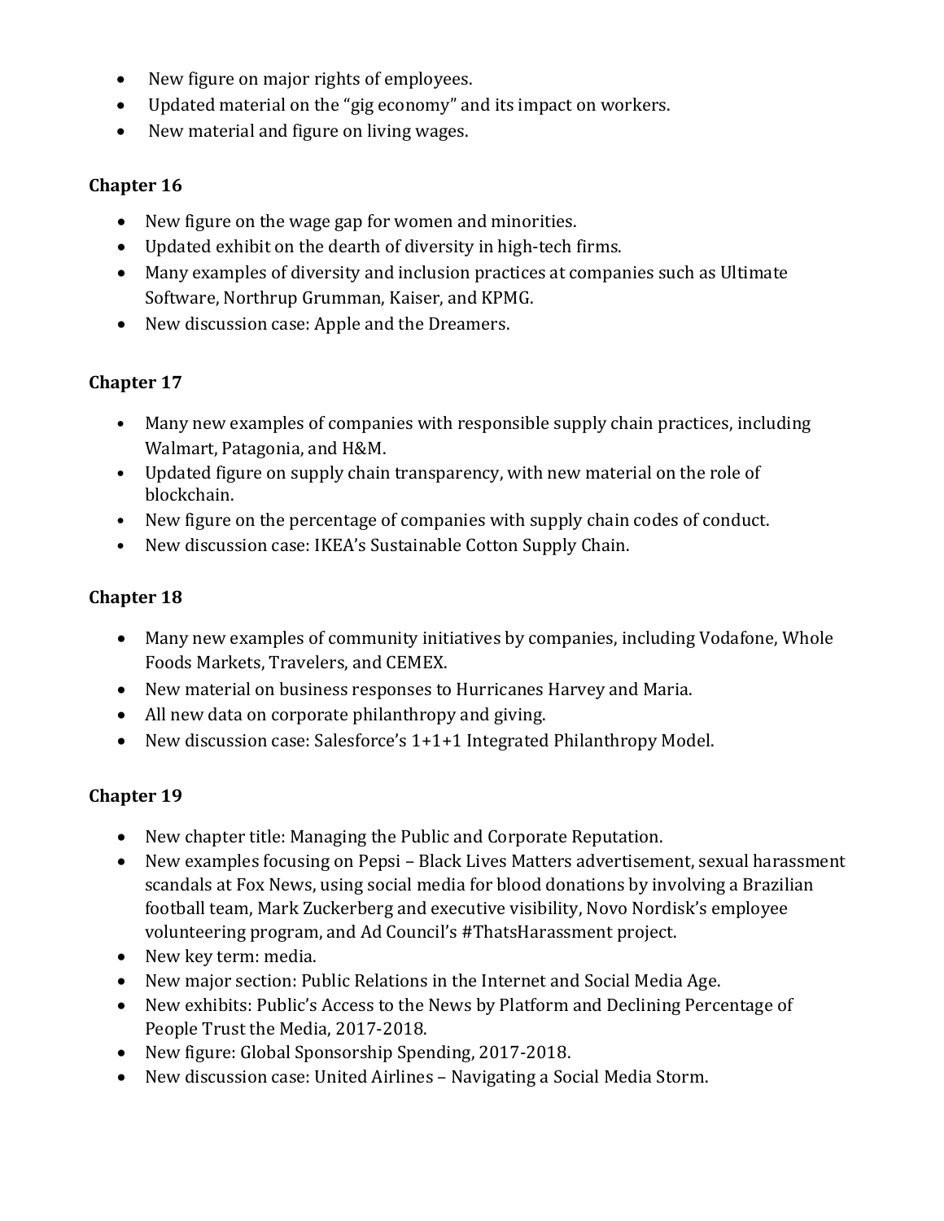- New figure on major rights of employees.
- Updated material on the "gig economy" and its impact on workers.
- New material and figure on living wages.

**Chapter 16**

- New figure on the wage gap for women and minorities.
- Updated exhibit on the dearth of diversity in high-tech firms.
- Many examples of diversity and inclusion practices at companies such as Ultimate Software, Northrup Grumman, Kaiser, and KPMG.
- New discussion case: Apple and the Dreamers.

**Chapter 17**

- Many new examples of companies with responsible supply chain practices, including Walmart, Patagonia, and H&M.
- Updated figure on supply chain transparency, with new material on the role of blockchain.
- New figure on the percentage of companies with supply chain codes of conduct.
- New discussion case: IKEA's Sustainable Cotton Supply Chain.

**Chapter 18**

- Many new examples of community initiatives by companies, including Vodafone, Whole Foods Markets, Travelers, and CEMEX.
- New material on business responses to Hurricanes Harvey and Maria.
- All new data on corporate philanthropy and giving.
- New discussion case: Salesforce's 1+1+1 Integrated Philanthropy Model.

**Chapter 19**

- New chapter title: Managing the Public and Corporate Reputation.
- New examples focusing on Pepsi – Black Lives Matters advertisement, sexual harassment scandals at Fox News, using social media for blood donations by involving a Brazilian football team, Mark Zuckerberg and executive visibility, Novo Nordisk's employee volunteering program, and Ad Council's #ThatsHarassment project.
- New key term: media.
- New major section: Public Relations in the Internet and Social Media Age.
- New exhibits: Public's Access to the News by Platform and Declining Percentage of People Trust the Media, 2017-2018.
- New figure: Global Sponsorship Spending, 2017-2018.
- New discussion case: United Airlines – Navigating a Social Media Storm.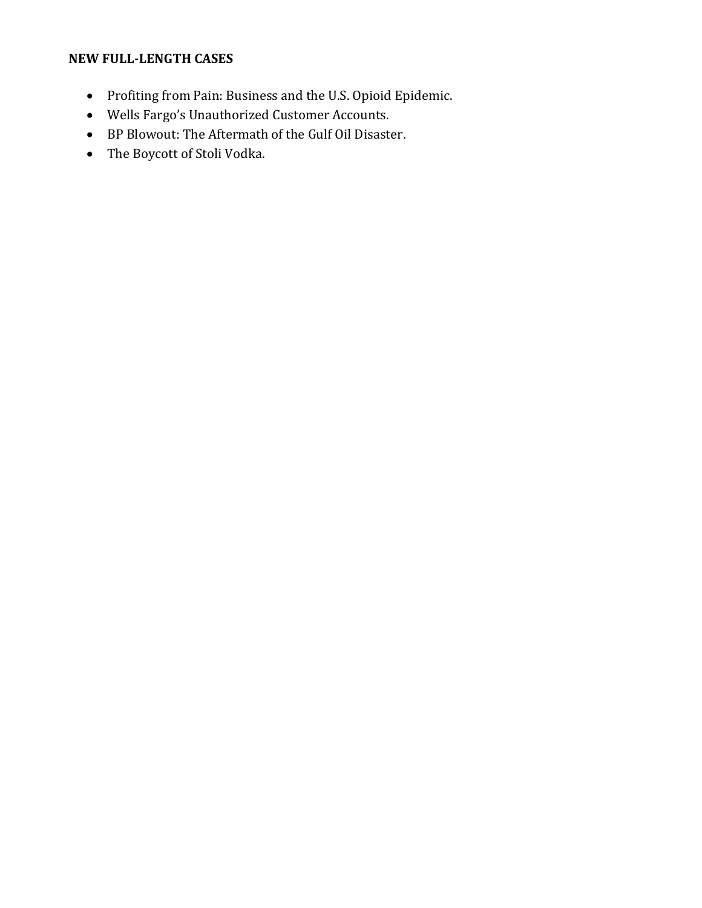**NEW FULL-LENGTH CASES**

- Profiting from Pain: Business and the U.S. Opioid Epidemic.
- Wells Fargo's Unauthorized Customer Accounts.
- BP Blowout: The Aftermath of the Gulf Oil Disaster.
- The Boycott of Stoli Vodka.